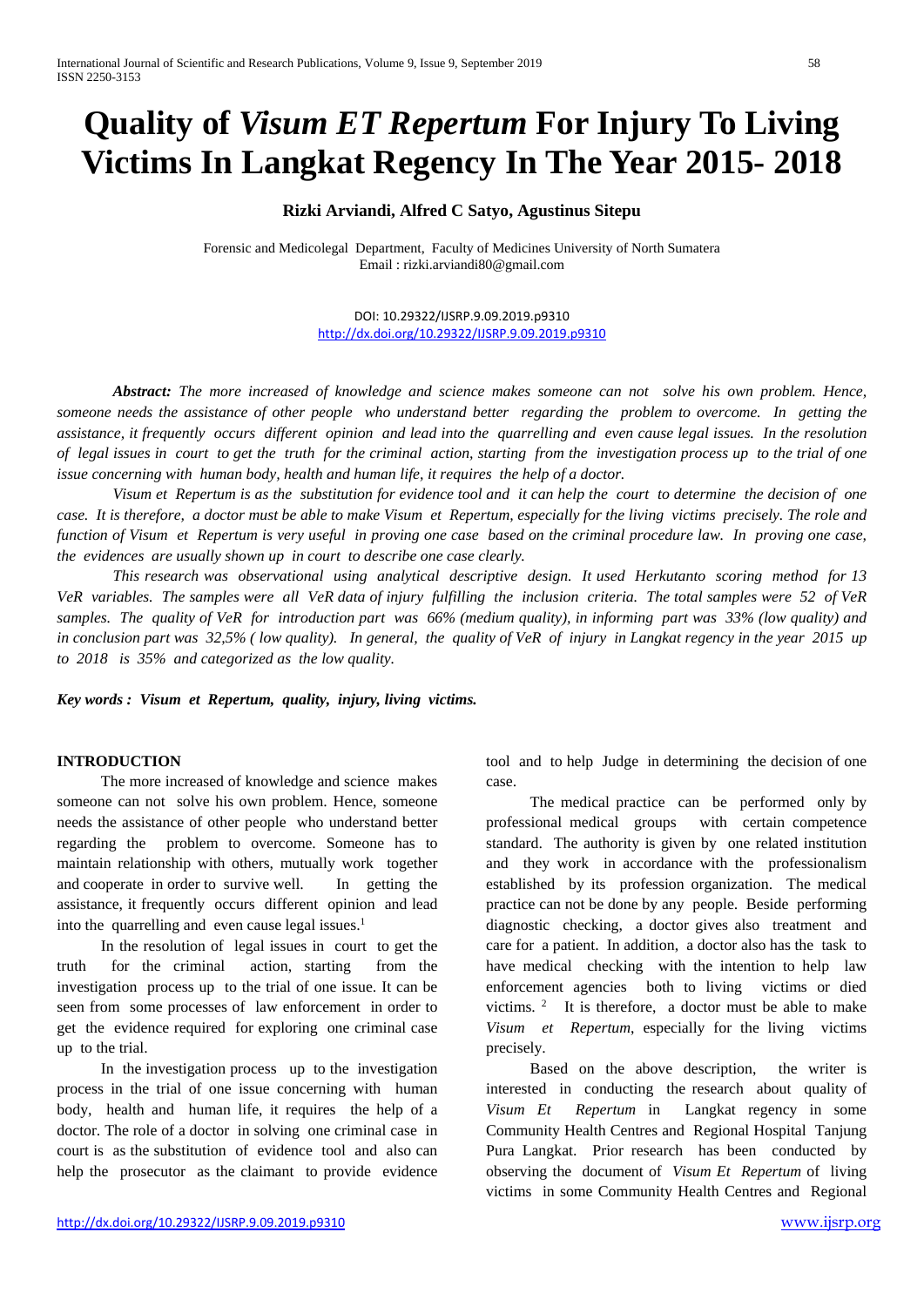# Quality of *Visum ET Repertum* For Injury To Living Victims In Langkat Regency In The Year 2015- 2018

**Rizki Arviandi, Alfred C Satyo, Agustinus Sitepu**

Forensic and Medicolegal Department, Faculty of Medicines University of North Sumatera
Email : rizki.arviandi80@gmail.com

DOI: 10.29322/IJSRP.9.09.2019.p9310
http://dx.doi.org/10.29322/IJSRP.9.09.2019.p9310

***Abstract:*** *The more increased of knowledge and science makes someone can not solve his own problem. Hence, someone needs the assistance of other people who understand better regarding the problem to overcome. In getting the assistance, it frequently occurs different opinion and lead into the quarrelling and even cause legal issues. In the resolution of legal issues in court to get the truth for the criminal action, starting from the investigation process up to the trial of one issue concerning with human body, health and human life, it requires the help of a doctor.*

*Visum et Repertum is as the substitution for evidence tool and it can help the court to determine the decision of one case. It is therefore, a doctor must be able to make Visum et Repertum, especially for the living victims precisely. The role and function of Visum et Repertum is very useful in proving one case based on the criminal procedure law. In proving one case, the evidences are usually shown up in court to describe one case clearly.*

*This research was observational using analytical descriptive design. It used Herkutanto scoring method for 13 VeR variables. The samples were all VeR data of injury fulfilling the inclusion criteria. The total samples were 52 of VeR samples. The quality of VeR for introduction part was 66% (medium quality), in informing part was 33% (low quality) and in conclusion part was 32,5% ( low quality). In general, the quality of VeR of injury in Langkat regency in the year 2015 up to 2018 is 35% and categorized as the low quality.*

***Key words : Visum et Repertum, quality, injury, living victims.***

## INTRODUCTION

The more increased of knowledge and science makes someone can not solve his own problem. Hence, someone needs the assistance of other people who understand better regarding the problem to overcome. Someone has to maintain relationship with others, mutually work together and cooperate in order to survive well. In getting the assistance, it frequently occurs different opinion and lead into the quarrelling and even cause legal issues.[1]

In the resolution of legal issues in court to get the truth for the criminal action, starting from the investigation process up to the trial of one issue. It can be seen from some processes of law enforcement in order to get the evidence required for exploring one criminal case up to the trial.

In the investigation process up to the investigation process in the trial of one issue concerning with human body, health and human life, it requires the help of a doctor. The role of a doctor in solving one criminal case in court is as the substitution of evidence tool and also can help the prosecutor as the claimant to provide evidence tool and to help Judge in determining the decision of one case.

The medical practice can be performed only by professional medical groups with certain competence standard. The authority is given by one related institution and they work in accordance with the professionalism established by its profession organization. The medical practice can not be done by any people. Beside performing diagnostic checking, a doctor gives also treatment and care for a patient. In addition, a doctor also has the task to have medical checking with the intention to help law enforcement agencies both to living victims or died victims.[2] It is therefore, a doctor must be able to make *Visum et Repertum*, especially for the living victims precisely.

Based on the above description, the writer is interested in conducting the research about quality of *Visum Et Repertum* in Langkat regency in some Community Health Centres and Regional Hospital Tanjung Pura Langkat. Prior research has been conducted by observing the document of *Visum Et Repertum* of living victims in some Community Health Centres and Regional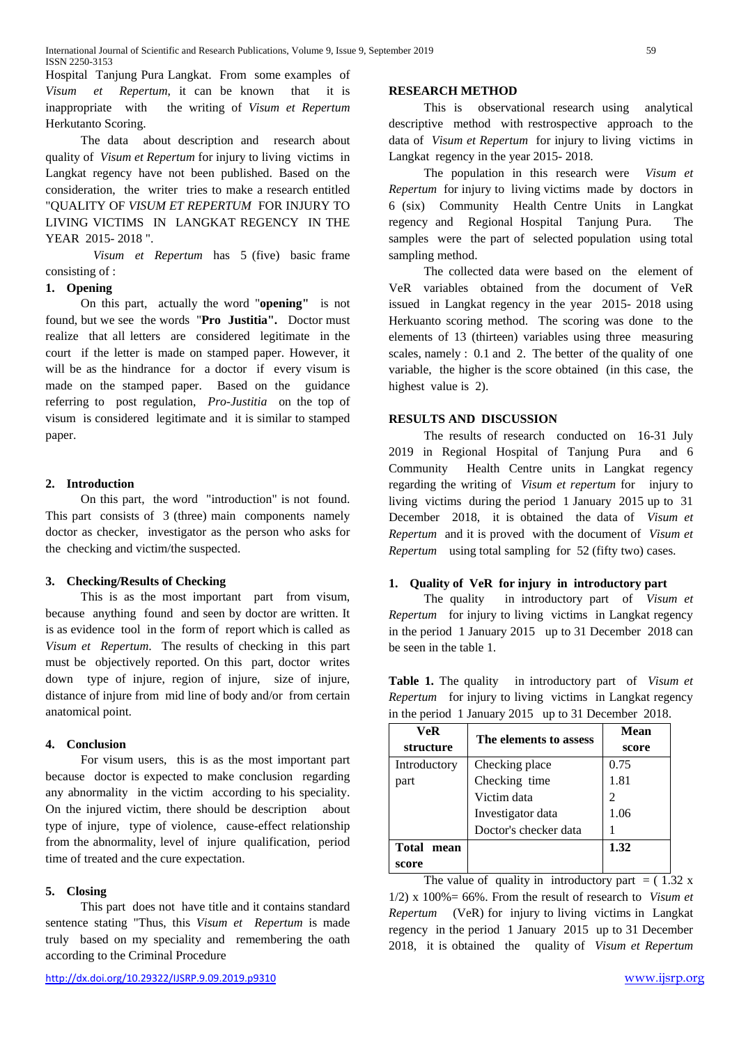Hospital Tanjung Pura Langkat. From some examples of *Visum et Repertum*, it can be known that it is inappropriate with the writing of *Visum et Repertum* Herkutanto Scoring.

The data about description and research about quality of *Visum et Repertum* for injury to living victims in Langkat regency have not been published. Based on the consideration, the writer tries to make a research entitled "QUALITY OF *VISUM ET REPERTUM* FOR INJURY TO LIVING VICTIMS IN LANGKAT REGENCY IN THE YEAR 2015- 2018 ".

*Visum et Repertum* has 5 (five) basic frame consisting of :

**1. Opening**

On this part, actually the word "**opening"** is not found, but we see the words "**Pro Justitia".** Doctor must realize that all letters are considered legitimate in the court if the letter is made on stamped paper. However, it will be as the hindrance for a doctor if every visum is made on the stamped paper. Based on the guidance referring to post regulation, *Pro-Justitia* on the top of visum is considered legitimate and it is similar to stamped paper.

**2. Introduction**

On this part, the word "introduction" is not found. This part consists of 3 (three) main components namely doctor as checker, investigator as the person who asks for the checking and victim/the suspected.

**3. Checking/Results of Checking**

This is as the most important part from visum, because anything found and seen by doctor are written. It is as evidence tool in the form of report which is called as *Visum et Repertum*. The results of checking in this part must be objectively reported. On this part, doctor writes down type of injure, region of injure, size of injure, distance of injure from mid line of body and/or from certain anatomical point.

**4. Conclusion**

For visum users, this is as the most important part because doctor is expected to make conclusion regarding any abnormality in the victim according to his speciality. On the injured victim, there should be description about type of injure, type of violence, cause-effect relationship from the abnormality, level of injure qualification, period time of treated and the cure expectation.

**5. Closing**

This part does not have title and it contains standard sentence stating "Thus, this *Visum et Repertum* is made truly based on my speciality and remembering the oath according to the Criminal Procedure

## RESEARCH METHOD

This is observational research using analytical descriptive method with restrospective approach to the data of *Visum et Repertum* for injury to living victims in Langkat regency in the year 2015- 2018.

The population in this research were *Visum et Repertum* for injury to living victims made by doctors in 6 (six) Community Health Centre Units in Langkat regency and Regional Hospital Tanjung Pura. The samples were the part of selected population using total sampling method.

The collected data were based on the element of VeR variables obtained from the document of VeR issued in Langkat regency in the year 2015- 2018 using Herkuanto scoring method. The scoring was done to the elements of 13 (thirteen) variables using three measuring scales, namely : 0.1 and 2. The better of the quality of one variable, the higher is the score obtained (in this case, the highest value is 2).

## RESULTS AND DISCUSSION

The results of research conducted on 16-31 July 2019 in Regional Hospital of Tanjung Pura and 6 Community Health Centre units in Langkat regency regarding the writing of *Visum et repertum* for injury to living victims during the period 1 January 2015 up to 31 December 2018, it is obtained the data of *Visum et Repertum* and it is proved with the document of *Visum et Repertum* using total sampling for 52 (fifty two) cases.

**1. Quality of VeR for injury in introductory part**

The quality in introductory part of *Visum et Repertum* for injury to living victims in Langkat regency in the period 1 January 2015 up to 31 December 2018 can be seen in the table 1.

**Table 1.** The quality in introductory part of *Visum et Repertum* for injury to living victims in Langkat regency in the period 1 January 2015 up to 31 December 2018.

| VeR structure | The elements to assess | Mean score |
|---|---|---|
| Introductory part | Checking place | 0.75 |
| | Checking time | 1.81 |
| | Victim data | 2 |
| | Investigator data | 1.06 |
| | Doctor's checker data | 1 |
| **Total mean score** | | **1.32** |

The value of quality in introductory part = ( 1.32 x 1/2) x 100%= 66%. From the result of research to *Visum et Repertum* (VeR) for injury to living victims in Langkat regency in the period 1 January 2015 up to 31 December 2018, it is obtained the quality of *Visum et Repertum*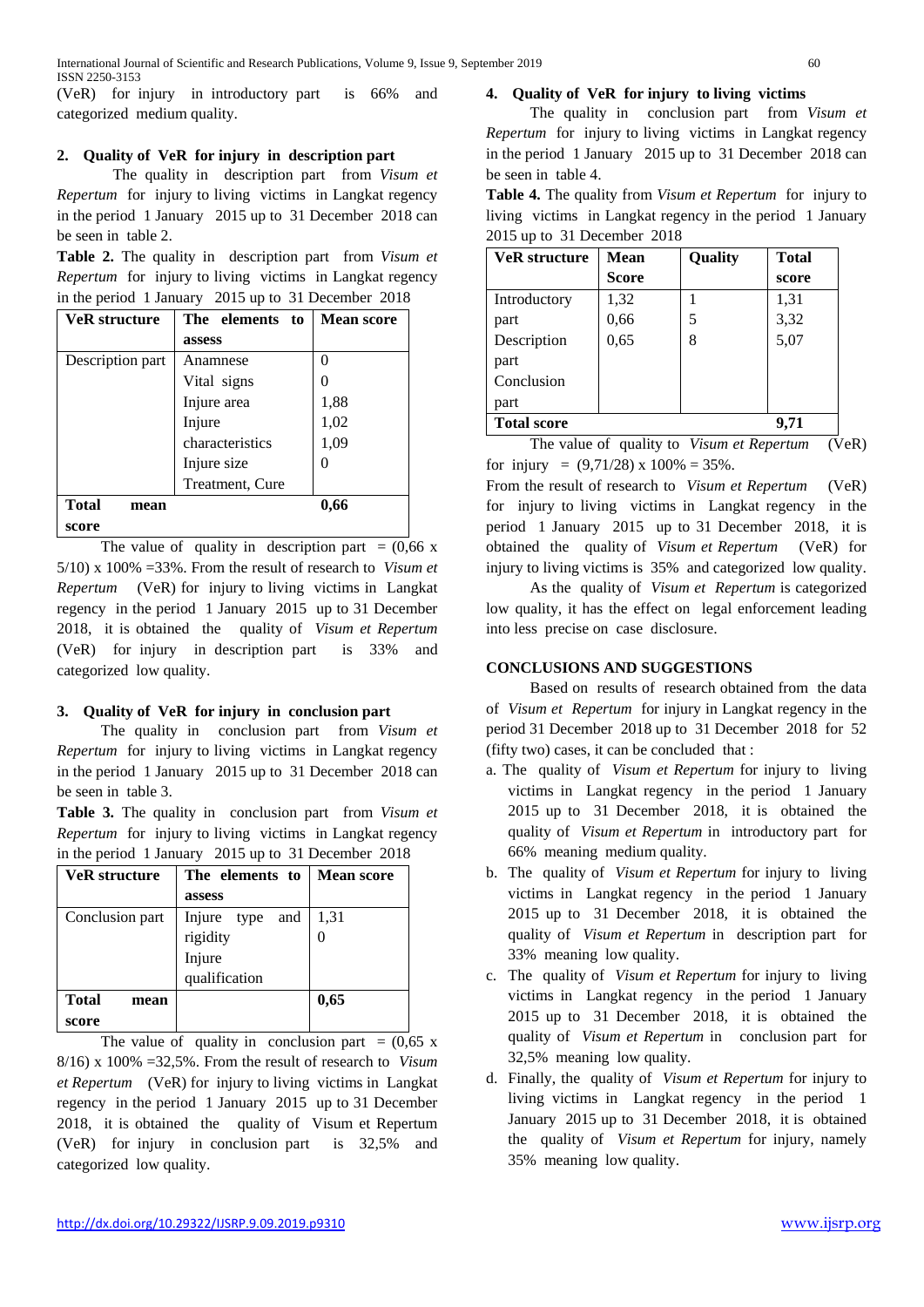(VeR) for injury in introductory part is 66% and categorized medium quality.

### 2. Quality of VeR for injury in description part

The quality in description part from *Visum et Repertum* for injury to living victims in Langkat regency in the period 1 January 2015 up to 31 December 2018 can be seen in table 2.

**Table 2.** The quality in description part from *Visum et Repertum* for injury to living victims in Langkat regency in the period 1 January 2015 up to 31 December 2018

| VeR structure | The elements to assess | Mean score |
|---|---|---|
| Description part | Anamnese<br>Vital signs<br>Injure area<br>Injure characteristics<br>Injure size<br>Treatment, Cure | 0<br>0<br>1,88<br>1,02<br>1,09<br>0 |
| **Total mean score** | | **0,66** |

The value of quality in description part = (0,66 x 5/10) x 100% =33%. From the result of research to *Visum et Repertum* (VeR) for injury to living victims in Langkat regency in the period 1 January 2015 up to 31 December 2018, it is obtained the quality of *Visum et Repertum* (VeR) for injury in description part is 33% and categorized low quality.

### 3. Quality of VeR for injury in conclusion part

The quality in conclusion part from *Visum et Repertum* for injury to living victims in Langkat regency in the period 1 January 2015 up to 31 December 2018 can be seen in table 3.

**Table 3.** The quality in conclusion part from *Visum et Repertum* for injury to living victims in Langkat regency in the period 1 January 2015 up to 31 December 2018

| VeR structure | The elements to assess | Mean score |
|---|---|---|
| Conclusion part | Injure type and rigidity<br>Injure qualification | 1,31<br>0 |
| **Total mean score** | | **0,65** |

The value of quality in conclusion part = (0,65 x 8/16) x 100% =32,5%. From the result of research to *Visum et Repertum* (VeR) for injury to living victims in Langkat regency in the period 1 January 2015 up to 31 December 2018, it is obtained the quality of Visum et Repertum (VeR) for injury in conclusion part is 32,5% and categorized low quality.

### 4. Quality of VeR for injury to living victims

The quality in conclusion part from *Visum et Repertum* for injury to living victims in Langkat regency in the period 1 January 2015 up to 31 December 2018 can be seen in table 4.

**Table 4.** The quality from *Visum et Repertum* for injury to living victims in Langkat regency in the period 1 January 2015 up to 31 December 2018

| VeR structure | Mean Score | Quality | Total score |
|---|---|---|---|
| Introductory part | 1,32 | 1 | 1,31 |
| Description part | 0,66 | 5 | 3,32 |
| Conclusion part | 0,65 | 8 | 5,07 |
| **Total score** | | | **9,71** |

The value of quality to *Visum et Repertum* (VeR) for injury = (9,71/28) x 100% = 35%.

From the result of research to *Visum et Repertum* (VeR) for injury to living victims in Langkat regency in the period 1 January 2015 up to 31 December 2018, it is obtained the quality of *Visum et Repertum* (VeR) for injury to living victims is 35% and categorized low quality.

As the quality of *Visum et Repertum* is categorized low quality, it has the effect on legal enforcement leading into less precise on case disclosure.

## CONCLUSIONS AND SUGGESTIONS

Based on results of research obtained from the data of *Visum et Repertum* for injury in Langkat regency in the period 31 December 2018 up to 31 December 2018 for 52 (fifty two) cases, it can be concluded that :

a. The quality of *Visum et Repertum* for injury to living victims in Langkat regency in the period 1 January 2015 up to 31 December 2018, it is obtained the quality of *Visum et Repertum* in introductory part for 66% meaning medium quality.
b. The quality of *Visum et Repertum* for injury to living victims in Langkat regency in the period 1 January 2015 up to 31 December 2018, it is obtained the quality of *Visum et Repertum* in description part for 33% meaning low quality.
c. The quality of *Visum et Repertum* for injury to living victims in Langkat regency in the period 1 January 2015 up to 31 December 2018, it is obtained the quality of *Visum et Repertum* in conclusion part for 32,5% meaning low quality.
d. Finally, the quality of *Visum et Repertum* for injury to living victims in Langkat regency in the period 1 January 2015 up to 31 December 2018, it is obtained the quality of *Visum et Repertum* for injury, namely 35% meaning low quality.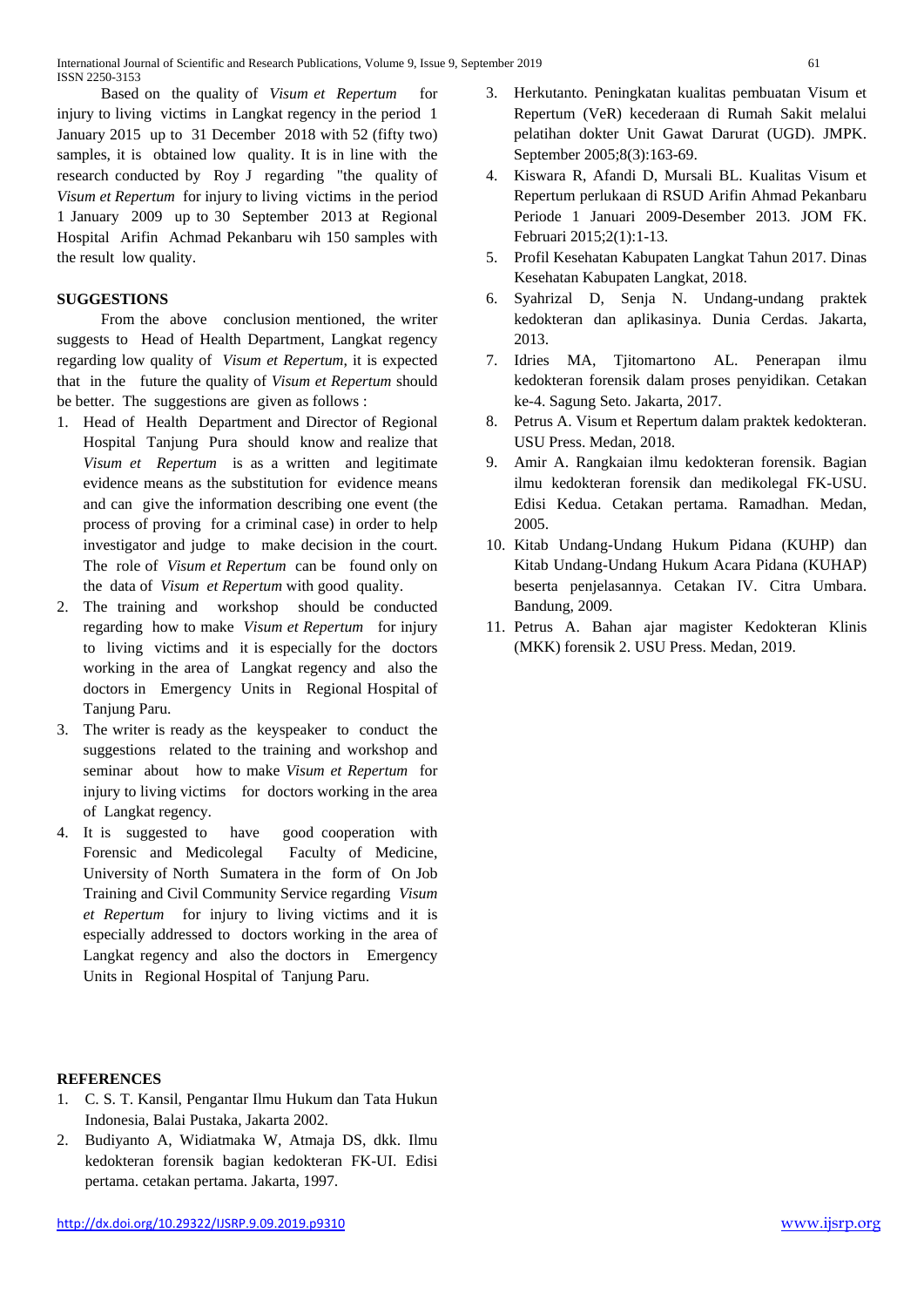Based on the quality of *Visum et Repertum* for injury to living victims in Langkat regency in the period 1 January 2015 up to 31 December 2018 with 52 (fifty two) samples, it is obtained low quality. It is in line with the research conducted by Roy J regarding "the quality of *Visum et Repertum* for injury to living victims in the period 1 January 2009 up to 30 September 2013 at Regional Hospital Arifin Achmad Pekanbaru wih 150 samples with the result low quality.

## SUGGESTIONS

From the above conclusion mentioned, the writer suggests to Head of Health Department, Langkat regency regarding low quality of *Visum et Repertum*, it is expected that in the future the quality of *Visum et Repertum* should be better. The suggestions are given as follows :

1. Head of Health Department and Director of Regional Hospital Tanjung Pura should know and realize that *Visum et Repertum* is as a written and legitimate evidence means as the substitution for evidence means and can give the information describing one event (the process of proving for a criminal case) in order to help investigator and judge to make decision in the court. The role of *Visum et Repertum* can be found only on the data of *Visum et Repertum* with good quality.
2. The training and workshop should be conducted regarding how to make *Visum et Repertum* for injury to living victims and it is especially for the doctors working in the area of Langkat regency and also the doctors in Emergency Units in Regional Hospital of Tanjung Paru.
3. The writer is ready as the keyspeaker to conduct the suggestions related to the training and workshop and seminar about how to make *Visum et Repertum* for injury to living victims for doctors working in the area of Langkat regency.
4. It is suggested to have good cooperation with Forensic and Medicolegal Faculty of Medicine, University of North Sumatera in the form of On Job Training and Civil Community Service regarding *Visum et Repertum* for injury to living victims and it is especially addressed to doctors working in the area of Langkat regency and also the doctors in Emergency Units in Regional Hospital of Tanjung Paru.

## REFERENCES

1. C. S. T. Kansil, Pengantar Ilmu Hukum dan Tata Hukun Indonesia, Balai Pustaka, Jakarta 2002.
2. Budiyanto A, Widiatmaka W, Atmaja DS, dkk. Ilmu kedokteran forensik bagian kedokteran FK-UI. Edisi pertama. cetakan pertama. Jakarta, 1997.
3. Herkutanto. Peningkatan kualitas pembuatan Visum et Repertum (VeR) kecederaan di Rumah Sakit melalui pelatihan dokter Unit Gawat Darurat (UGD). JMPK. September 2005;8(3):163-69.
4. Kiswara R, Afandi D, Mursali BL. Kualitas Visum et Repertum perlukaan di RSUD Arifin Ahmad Pekanbaru Periode 1 Januari 2009-Desember 2013. JOM FK. Februari 2015;2(1):1-13.
5. Profil Kesehatan Kabupaten Langkat Tahun 2017. Dinas Kesehatan Kabupaten Langkat, 2018.
6. Syahrizal D, Senja N. Undang-undang praktek kedokteran dan aplikasinya. Dunia Cerdas. Jakarta, 2013.
7. Idries MA, Tjitomartono AL. Penerapan ilmu kedokteran forensik dalam proses penyidikan. Cetakan ke-4. Sagung Seto. Jakarta, 2017.
8. Petrus A. Visum et Repertum dalam praktek kedokteran. USU Press. Medan, 2018.
9. Amir A. Rangkaian ilmu kedokteran forensik. Bagian ilmu kedokteran forensik dan medikolegal FK-USU. Edisi Kedua. Cetakan pertama. Ramadhan. Medan, 2005.
10. Kitab Undang-Undang Hukum Pidana (KUHP) dan Kitab Undang-Undang Hukum Acara Pidana (KUHAP) beserta penjelasannya. Cetakan IV. Citra Umbara. Bandung, 2009.
11. Petrus A. Bahan ajar magister Kedokteran Klinis (MKK) forensik 2. USU Press. Medan, 2019.